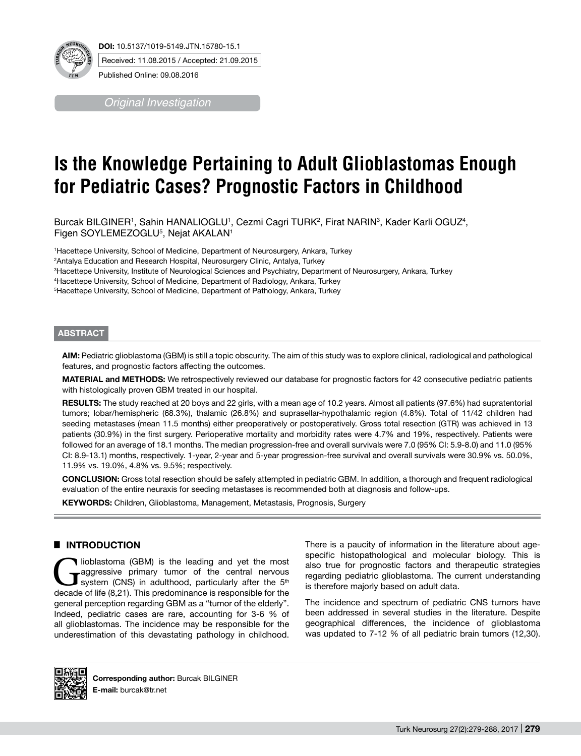**DOI:** 10.5137/1019-5149.JTN.15780-15.1

Received: 11.08.2015 / Accepted: 21.09.2015

Published Online: 09.08.2016

*Original Investigation*

# Is the Knowledge Pertaining to Adult Glioblastomas Enough for Pediatric Cases? Prognostic Factors in Childhood

Burcak BILGINER[1], Sahin HANALIOGLU[1], Cezmi Cagri TURK[2], Firat NARIN[3], Kader Karli OGUZ[4], Figen SOYLEMEZOGLU[5], Nejat AKALAN[1]

[1]Hacettepe University, School of Medicine, Department of Neurosurgery, Ankara, Turkey

[2]Antalya Education and Research Hospital, Neurosurgery Clinic, Antalya, Turkey

[3]Hacettepe University, Institute of Neurological Sciences and Psychiatry, Department of Neurosurgery, Ankara, Turkey

[4]Hacettepe University, School of Medicine, Department of Radiology, Ankara, Turkey

[5]Hacettepe University, School of Medicine, Department of Pathology, Ankara, Turkey

## ABSTRACT

**AIM:** Pediatric glioblastoma (GBM) is still a topic obscurity. The aim of this study was to explore clinical, radiological and pathological features, and prognostic factors affecting the outcomes.

**MATERIAL and METHODS:** We retrospectively reviewed our database for prognostic factors for 42 consecutive pediatric patients with histologically proven GBM treated in our hospital.

**RESULTS:** The study reached at 20 boys and 22 girls, with a mean age of 10.2 years. Almost all patients (97.6%) had supratentorial tumors; lobar/hemispheric (68.3%), thalamic (26.8%) and suprasellar-hypothalamic region (4.8%). Total of 11/42 children had seeding metastases (mean 11.5 months) either preoperatively or postoperatively. Gross total resection (GTR) was achieved in 13 patients (30.9%) in the first surgery. Perioperative mortality and morbidity rates were 4.7% and 19%, respectively. Patients were followed for an average of 18.1 months. The median progression-free and overall survivals were 7.0 (95% CI: 5.9-8.0) and 11.0 (95% CI: 8.9-13.1) months, respectively. 1-year, 2-year and 5-year progression-free survival and overall survivals were 30.9% vs. 50.0%, 11.9% vs. 19.0%, 4.8% vs. 9.5%; respectively.

**CONCLUSION:** Gross total resection should be safely attempted in pediatric GBM. In addition, a thorough and frequent radiological evaluation of the entire neuraxis for seeding metastases is recommended both at diagnosis and follow-ups.

**KEYWORDS:** Children, Glioblastoma, Management, Metastasis, Prognosis, Surgery

## INTRODUCTION

Glioblastoma (GBM) is the leading and yet the most aggressive primary tumor of the central nervous system (CNS) in adulthood, particularly after the 5th decade of life (8,21). This predominance is responsible for the general perception regarding GBM as a "tumor of the elderly". Indeed, pediatric cases are rare, accounting for 3-6 % of all glioblastomas. The incidence may be responsible for the underestimation of this devastating pathology in childhood. There is a paucity of information in the literature about age-specific histopathological and molecular biology. This is also true for prognostic factors and therapeutic strategies regarding pediatric glioblastoma. The current understanding is therefore majorly based on adult data.

The incidence and spectrum of pediatric CNS tumors have been addressed in several studies in the literature. Despite geographical differences, the incidence of glioblastoma was updated to 7-12 % of all pediatric brain tumors (12,30).

**Corresponding author:** Burcak BILGINER

**E-mail:** burcak@tr.net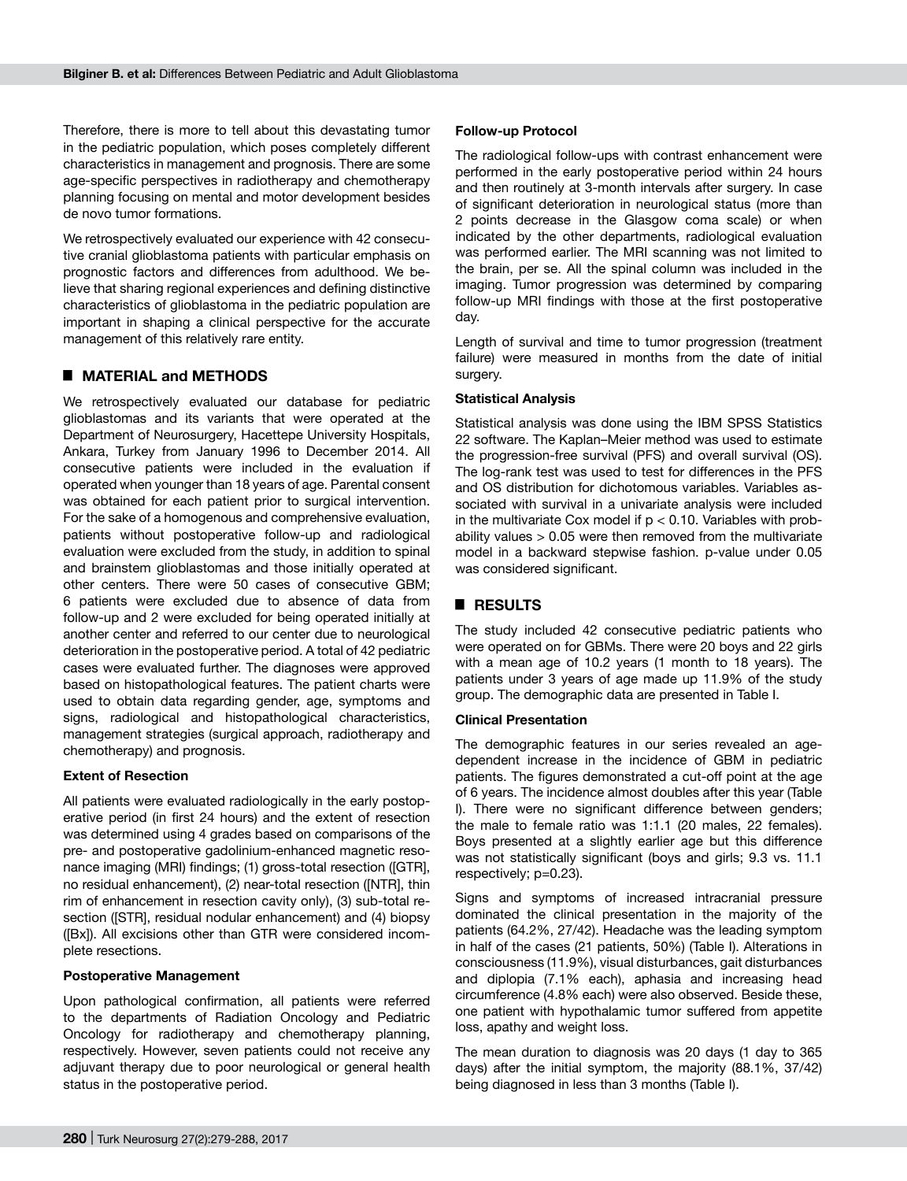Therefore, there is more to tell about this devastating tumor in the pediatric population, which poses completely different characteristics in management and prognosis. There are some age-specific perspectives in radiotherapy and chemotherapy planning focusing on mental and motor development besides de novo tumor formations.

We retrospectively evaluated our experience with 42 consecutive cranial glioblastoma patients with particular emphasis on prognostic factors and differences from adulthood. We believe that sharing regional experiences and defining distinctive characteristics of glioblastoma in the pediatric population are important in shaping a clinical perspective for the accurate management of this relatively rare entity.

## MATERIAL and METHODS

We retrospectively evaluated our database for pediatric glioblastomas and its variants that were operated at the Department of Neurosurgery, Hacettepe University Hospitals, Ankara, Turkey from January 1996 to December 2014. All consecutive patients were included in the evaluation if operated when younger than 18 years of age. Parental consent was obtained for each patient prior to surgical intervention. For the sake of a homogenous and comprehensive evaluation, patients without postoperative follow-up and radiological evaluation were excluded from the study, in addition to spinal and brainstem glioblastomas and those initially operated at other centers. There were 50 cases of consecutive GBM; 6 patients were excluded due to absence of data from follow-up and 2 were excluded for being operated initially at another center and referred to our center due to neurological deterioration in the postoperative period. A total of 42 pediatric cases were evaluated further. The diagnoses were approved based on histopathological features. The patient charts were used to obtain data regarding gender, age, symptoms and signs, radiological and histopathological characteristics, management strategies (surgical approach, radiotherapy and chemotherapy) and prognosis.

### Extent of Resection

All patients were evaluated radiologically in the early postoperative period (in first 24 hours) and the extent of resection was determined using 4 grades based on comparisons of the pre- and postoperative gadolinium-enhanced magnetic resonance imaging (MRI) findings; (1) gross-total resection ([GTR], no residual enhancement), (2) near-total resection ([NTR], thin rim of enhancement in resection cavity only), (3) sub-total resection ([STR], residual nodular enhancement) and (4) biopsy ([Bx]). All excisions other than GTR were considered incomplete resections.

### Postoperative Management

Upon pathological confirmation, all patients were referred to the departments of Radiation Oncology and Pediatric Oncology for radiotherapy and chemotherapy planning, respectively. However, seven patients could not receive any adjuvant therapy due to poor neurological or general health status in the postoperative period.

### Follow-up Protocol

The radiological follow-ups with contrast enhancement were performed in the early postoperative period within 24 hours and then routinely at 3-month intervals after surgery. In case of significant deterioration in neurological status (more than 2 points decrease in the Glasgow coma scale) or when indicated by the other departments, radiological evaluation was performed earlier. The MRI scanning was not limited to the brain, per se. All the spinal column was included in the imaging. Tumor progression was determined by comparing follow-up MRI findings with those at the first postoperative day.

Length of survival and time to tumor progression (treatment failure) were measured in months from the date of initial surgery.

### Statistical Analysis

Statistical analysis was done using the IBM SPSS Statistics 22 software. The Kaplan–Meier method was used to estimate the progression-free survival (PFS) and overall survival (OS). The log-rank test was used to test for differences in the PFS and OS distribution for dichotomous variables. Variables associated with survival in a univariate analysis were included in the multivariate Cox model if $p < 0.10$. Variables with probability values $> 0.05$ were then removed from the multivariate model in a backward stepwise fashion. p-value under 0.05 was considered significant.

## RESULTS

The study included 42 consecutive pediatric patients who were operated on for GBMs. There were 20 boys and 22 girls with a mean age of 10.2 years (1 month to 18 years). The patients under 3 years of age made up 11.9% of the study group. The demographic data are presented in Table I.

### Clinical Presentation

The demographic features in our series revealed an age-dependent increase in the incidence of GBM in pediatric patients. The figures demonstrated a cut-off point at the age of 6 years. The incidence almost doubles after this year (Table I). There were no significant difference between genders; the male to female ratio was 1:1.1 (20 males, 22 females). Boys presented at a slightly earlier age but this difference was not statistically significant (boys and girls; 9.3 vs. 11.1 respectively; p=0.23).

Signs and symptoms of increased intracranial pressure dominated the clinical presentation in the majority of the patients (64.2%, 27/42). Headache was the leading symptom in half of the cases (21 patients, 50%) (Table I). Alterations in consciousness (11.9%), visual disturbances, gait disturbances and diplopia (7.1% each), aphasia and increasing head circumference (4.8% each) were also observed. Beside these, one patient with hypothalamic tumor suffered from appetite loss, apathy and weight loss.

The mean duration to diagnosis was 20 days (1 day to 365 days) after the initial symptom, the majority (88.1%, 37/42) being diagnosed in less than 3 months (Table I).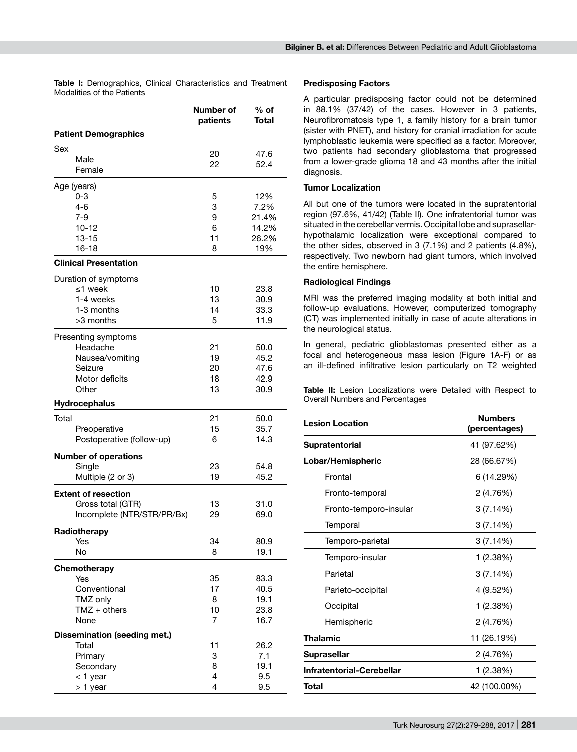**Table I:** Demographics, Clinical Characteristics and Treatment Modalities of the Patients

| | Number of patients | % of Total |
|---|---|---|
| **Patient Demographics** | | |
| Sex | | |
| Male | 20 | 47.6 |
| Female | 22 | 52.4 |
| Age (years) | | |
| 0-3 | 5 | 12% |
| 4-6 | 3 | 7.2% |
| 7-9 | 9 | 21.4% |
| 10-12 | 6 | 14.2% |
| 13-15 | 11 | 26.2% |
| 16-18 | 8 | 19% |
| **Clinical Presentation** | | |
| Duration of symptoms | | |
| ≤1 week | 10 | 23.8 |
| 1-4 weeks | 13 | 30.9 |
| 1-3 months | 14 | 33.3 |
| >3 months | 5 | 11.9 |
| Presenting symptoms | | |
| Headache | 21 | 50.0 |
| Nausea/vomiting | 19 | 45.2 |
| Seizure | 20 | 47.6 |
| Motor deficits | 18 | 42.9 |
| Other | 13 | 30.9 |
| **Hydrocephalus** | | |
| Total | 21 | 50.0 |
| Preoperative | 15 | 35.7 |
| Postoperative (follow-up) | 6 | 14.3 |
| **Number of operations** | | |
| Single | 23 | 54.8 |
| Multiple (2 or 3) | 19 | 45.2 |
| **Extent of resection** | | |
| Gross total (GTR) | 13 | 31.0 |
| Incomplete (NTR/STR/PR/Bx) | 29 | 69.0 |
| **Radiotherapy** | | |
| Yes | 34 | 80.9 |
| No | 8 | 19.1 |
| **Chemotherapy** | | |
| Yes | 35 | 83.3 |
| Conventional | 17 | 40.5 |
| TMZ only | 8 | 19.1 |
| TMZ + others | 10 | 23.8 |
| None | 7 | 16.7 |
| **Dissemination (seeding met.)** | | |
| Total | 11 | 26.2 |
| Primary | 3 | 7.1 |
| Secondary | 8 | 19.1 |
| < 1 year | 4 | 9.5 |
| > 1 year | 4 | 9.5 |

### Predisposing Factors

A particular predisposing factor could not be determined in 88.1% (37/42) of the cases. However in 3 patients, Neurofibromatosis type 1, a family history for a brain tumor (sister with PNET), and history for cranial irradiation for acute lymphoblastic leukemia were specified as a factor. Moreover, two patients had secondary glioblastoma that progressed from a lower-grade glioma 18 and 43 months after the initial diagnosis.

### Tumor Localization

All but one of the tumors were located in the supratentorial region (97.6%, 41/42) (Table II). One infratentorial tumor was situated in the cerebellar vermis. Occipital lobe and suprasellar-hypothalamic localization were exceptional compared to the other sides, observed in 3 (7.1%) and 2 patients (4.8%), respectively. Two newborn had giant tumors, which involved the entire hemisphere.

### Radiological Findings

MRI was the preferred imaging modality at both initial and follow-up evaluations. However, computerized tomography (CT) was implemented initially in case of acute alterations in the neurological status.

In general, pediatric glioblastomas presented either as a focal and heterogeneous mass lesion (Figure 1A-F) or as an ill-defined infiltrative lesion particularly on T2 weighted

**Table II:** Lesion Localizations were Detailed with Respect to Overall Numbers and Percentages

| Lesion Location | Numbers (percentages) |
|---|---|
| **Supratentorial** | 41 (97.62%) |
| **Lobar/Hemispheric** | 28 (66.67%) |
| Frontal | 6 (14.29%) |
| Fronto-temporal | 2 (4.76%) |
| Fronto-temporo-insular | 3 (7.14%) |
| Temporal | 3 (7.14%) |
| Temporo-parietal | 3 (7.14%) |
| Temporo-insular | 1 (2.38%) |
| Parietal | 3 (7.14%) |
| Parieto-occipital | 4 (9.52%) |
| Occipital | 1 (2.38%) |
| Hemispheric | 2 (4.76%) |
| **Thalamic** | 11 (26.19%) |
| **Suprasellar** | 2 (4.76%) |
| **Infratentorial-Cerebellar** | 1 (2.38%) |
| **Total** | 42 (100.00%) |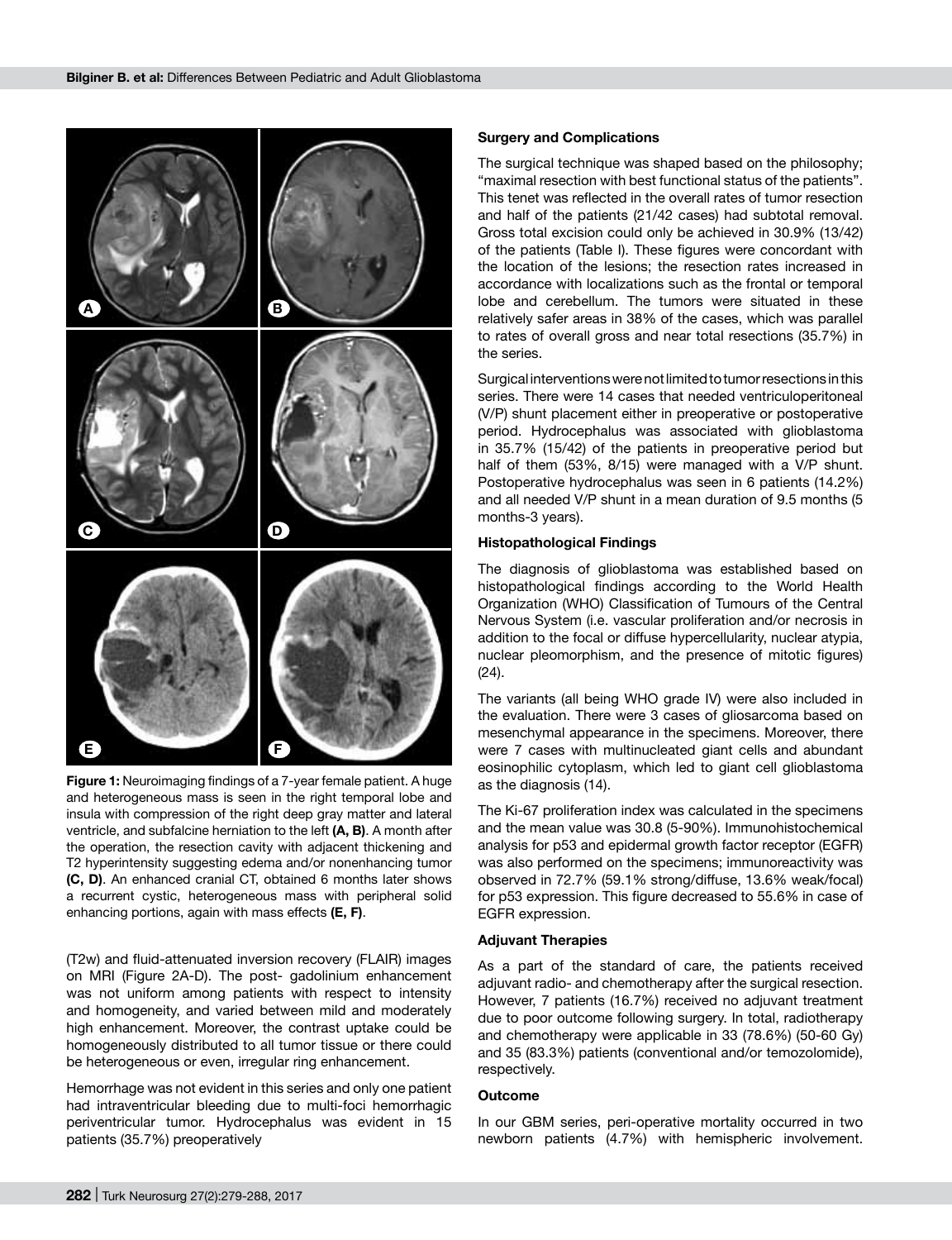**Figure 1:** Neuroimaging findings of a 7-year female patient. A huge and heterogeneous mass is seen in the right temporal lobe and insula with compression of the right deep gray matter and lateral ventricle, and subfalcine herniation to the left **(A, B)**. A month after the operation, the resection cavity with adjacent thickening and T2 hyperintensity suggesting edema and/or nonenhancing tumor **(C, D)**. An enhanced cranial CT, obtained 6 months later shows a recurrent cystic, heterogeneous mass with peripheral solid enhancing portions, again with mass effects **(E, F)**.

(T2w) and fluid-attenuated inversion recovery (FLAIR) images on MRI (Figure 2A-D). The post- gadolinium enhancement was not uniform among patients with respect to intensity and homogeneity, and varied between mild and moderately high enhancement. Moreover, the contrast uptake could be homogeneously distributed to all tumor tissue or there could be heterogeneous or even, irregular ring enhancement.

Hemorrhage was not evident in this series and only one patient had intraventricular bleeding due to multi-foci hemorrhagic periventricular tumor. Hydrocephalus was evident in 15 patients (35.7%) preoperatively

### Surgery and Complications

The surgical technique was shaped based on the philosophy; "maximal resection with best functional status of the patients". This tenet was reflected in the overall rates of tumor resection and half of the patients (21/42 cases) had subtotal removal. Gross total excision could only be achieved in 30.9% (13/42) of the patients (Table I). These figures were concordant with the location of the lesions; the resection rates increased in accordance with localizations such as the frontal or temporal lobe and cerebellum. The tumors were situated in these relatively safer areas in 38% of the cases, which was parallel to rates of overall gross and near total resections (35.7%) in the series.

Surgical interventions were not limited to tumor resections in this series. There were 14 cases that needed ventriculoperitoneal (V/P) shunt placement either in preoperative or postoperative period. Hydrocephalus was associated with glioblastoma in 35.7% (15/42) of the patients in preoperative period but half of them (53%, 8/15) were managed with a V/P shunt. Postoperative hydrocephalus was seen in 6 patients (14.2%) and all needed V/P shunt in a mean duration of 9.5 months (5 months-3 years).

### Histopathological Findings

The diagnosis of glioblastoma was established based on histopathological findings according to the World Health Organization (WHO) Classification of Tumours of the Central Nervous System (i.e. vascular proliferation and/or necrosis in addition to the focal or diffuse hypercellularity, nuclear atypia, nuclear pleomorphism, and the presence of mitotic figures) (24).

The variants (all being WHO grade IV) were also included in the evaluation. There were 3 cases of gliosarcoma based on mesenchymal appearance in the specimens. Moreover, there were 7 cases with multinucleated giant cells and abundant eosinophilic cytoplasm, which led to giant cell glioblastoma as the diagnosis (14).

The Ki-67 proliferation index was calculated in the specimens and the mean value was 30.8 (5-90%). Immunohistochemical analysis for p53 and epidermal growth factor receptor (EGFR) was also performed on the specimens; immunoreactivity was observed in 72.7% (59.1% strong/diffuse, 13.6% weak/focal) for p53 expression. This figure decreased to 55.6% in case of EGFR expression.

### Adjuvant Therapies

As a part of the standard of care, the patients received adjuvant radio- and chemotherapy after the surgical resection. However, 7 patients (16.7%) received no adjuvant treatment due to poor outcome following surgery. In total, radiotherapy and chemotherapy were applicable in 33 (78.6%) (50-60 Gy) and 35 (83.3%) patients (conventional and/or temozolomide), respectively.

### Outcome

In our GBM series, peri-operative mortality occurred in two newborn patients (4.7%) with hemispheric involvement.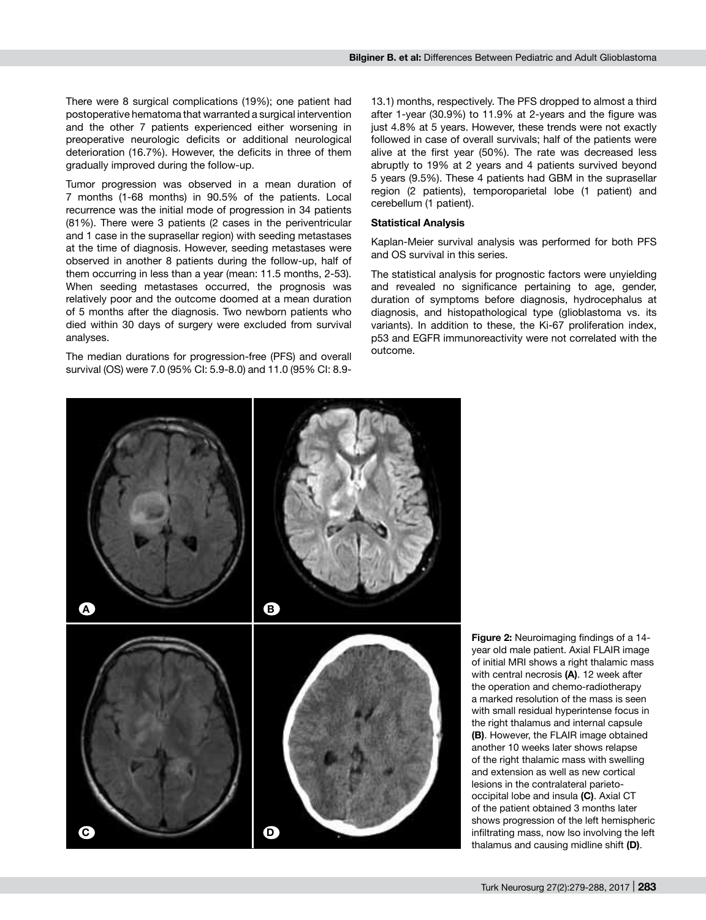There were 8 surgical complications (19%); one patient had postoperative hematoma that warranted a surgical intervention and the other 7 patients experienced either worsening in preoperative neurologic deficits or additional neurological deterioration (16.7%). However, the deficits in three of them gradually improved during the follow-up.

Tumor progression was observed in a mean duration of 7 months (1-68 months) in 90.5% of the patients. Local recurrence was the initial mode of progression in 34 patients (81%). There were 3 patients (2 cases in the periventricular and 1 case in the suprasellar region) with seeding metastases at the time of diagnosis. However, seeding metastases were observed in another 8 patients during the follow-up, half of them occurring in less than a year (mean: 11.5 months, 2-53). When seeding metastases occurred, the prognosis was relatively poor and the outcome doomed at a mean duration of 5 months after the diagnosis. Two newborn patients who died within 30 days of surgery were excluded from survival analyses.

The median durations for progression-free (PFS) and overall survival (OS) were 7.0 (95% CI: 5.9-8.0) and 11.0 (95% CI: 8.9-13.1) months, respectively. The PFS dropped to almost a third after 1-year (30.9%) to 11.9% at 2-years and the figure was just 4.8% at 5 years. However, these trends were not exactly followed in case of overall survivals; half of the patients were alive at the first year (50%). The rate was decreased less abruptly to 19% at 2 years and 4 patients survived beyond 5 years (9.5%). These 4 patients had GBM in the suprasellar region (2 patients), temporoparietal lobe (1 patient) and cerebellum (1 patient).

### Statistical Analysis

Kaplan-Meier survival analysis was performed for both PFS and OS survival in this series.

The statistical analysis for prognostic factors were unyielding and revealed no significance pertaining to age, gender, duration of symptoms before diagnosis, hydrocephalus at diagnosis, and histopathological type (glioblastoma vs. its variants). In addition to these, the Ki-67 proliferation index, p53 and EGFR immunoreactivity were not correlated with the outcome.

**Figure 2:** Neuroimaging findings of a 14-year old male patient. Axial FLAIR image of initial MRI shows a right thalamic mass with central necrosis **(A)**. 12 week after the operation and chemo-radiotherapy a marked resolution of the mass is seen with small residual hyperintense focus in the right thalamus and internal capsule **(B)**. However, the FLAIR image obtained another 10 weeks later shows relapse of the right thalamic mass with swelling and extension as well as new cortical lesions in the contralateral parieto-occipital lobe and insula **(C)**. Axial CT of the patient obtained 3 months later shows progression of the left hemispheric infiltrating mass, now lso involving the left thalamus and causing midline shift **(D)**.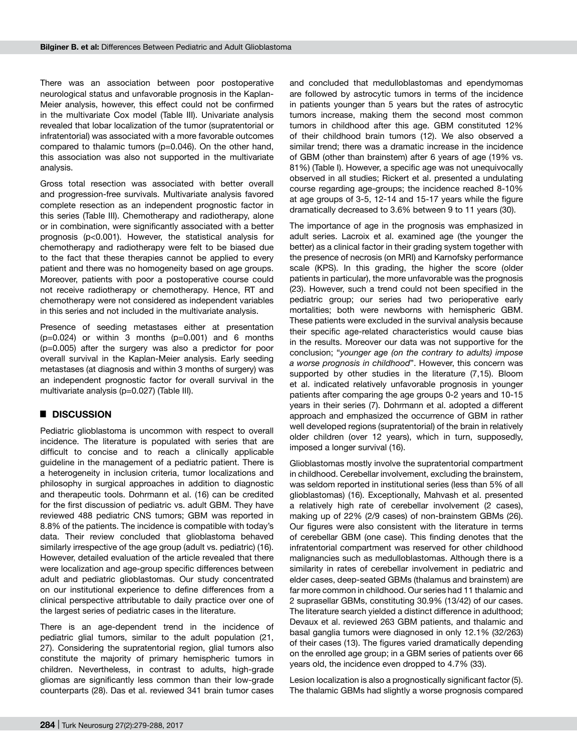There was an association between poor postoperative neurological status and unfavorable prognosis in the Kaplan-Meier analysis, however, this effect could not be confirmed in the multivariate Cox model (Table III). Univariate analysis revealed that lobar localization of the tumor (supratentorial or infratentorial) was associated with a more favorable outcomes compared to thalamic tumors (p=0.046). On the other hand, this association was also not supported in the multivariate analysis.

Gross total resection was associated with better overall and progression-free survivals. Multivariate analysis favored complete resection as an independent prognostic factor in this series (Table III). Chemotherapy and radiotherapy, alone or in combination, were significantly associated with a better prognosis (p<0.001). However, the statistical analysis for chemotherapy and radiotherapy were felt to be biased due to the fact that these therapies cannot be applied to every patient and there was no homogeneity based on age groups. Moreover, patients with poor a postoperative course could not receive radiotherapy or chemotherapy. Hence, RT and chemotherapy were not considered as independent variables in this series and not included in the multivariate analysis.

Presence of seeding metastases either at presentation (p=0.024) or within 3 months (p=0.001) and 6 months (p=0.005) after the surgery was also a predictor for poor overall survival in the Kaplan-Meier analysis. Early seeding metastases (at diagnosis and within 3 months of surgery) was an independent prognostic factor for overall survival in the multivariate analysis (p=0.027) (Table III).

## DISCUSSION

Pediatric glioblastoma is uncommon with respect to overall incidence. The literature is populated with series that are difficult to concise and to reach a clinically applicable guideline in the management of a pediatric patient. There is a heterogeneity in inclusion criteria, tumor localizations and philosophy in surgical approaches in addition to diagnostic and therapeutic tools. Dohrmann et al. (16) can be credited for the first discussion of pediatric vs. adult GBM. They have reviewed 488 pediatric CNS tumors; GBM was reported in 8.8% of the patients. The incidence is compatible with today's data. Their review concluded that glioblastoma behaved similarly irrespective of the age group (adult vs. pediatric) (16). However, detailed evaluation of the article revealed that there were localization and age-group specific differences between adult and pediatric glioblastomas. Our study concentrated on our institutional experience to define differences from a clinical perspective attributable to daily practice over one of the largest series of pediatric cases in the literature.

There is an age-dependent trend in the incidence of pediatric glial tumors, similar to the adult population (21, 27). Considering the supratentorial region, glial tumors also constitute the majority of primary hemispheric tumors in children. Nevertheless, in contrast to adults, high-grade gliomas are significantly less common than their low-grade counterparts (28). Das et al. reviewed 341 brain tumor cases and concluded that medulloblastomas and ependymomas are followed by astrocytic tumors in terms of the incidence in patients younger than 5 years but the rates of astrocytic tumors increase, making them the second most common tumors in childhood after this age. GBM constituted 12% of their childhood brain tumors (12). We also observed a similar trend; there was a dramatic increase in the incidence of GBM (other than brainstem) after 6 years of age (19% vs. 81%) (Table I). However, a specific age was not unequivocally observed in all studies; Rickert et al. presented a undulating course regarding age-groups; the incidence reached 8-10% at age groups of 3-5, 12-14 and 15-17 years while the figure dramatically decreased to 3.6% between 9 to 11 years (30).

The importance of age in the prognosis was emphasized in adult series. Lacroix et al. examined age (the younger the better) as a clinical factor in their grading system together with the presence of necrosis (on MRI) and Karnofsky performance scale (KPS). In this grading, the higher the score (older patients in particular), the more unfavorable was the prognosis (23). However, such a trend could not been specified in the pediatric group; our series had two perioperative early mortalities; both were newborns with hemispheric GBM. These patients were excluded in the survival analysis because their specific age-related characteristics would cause bias in the results. Moreover our data was not supportive for the conclusion; "*younger age (on the contrary to adults) impose a worse prognosis in childhood*". However, this concern was supported by other studies in the literature (7,15). Bloom et al. indicated relatively unfavorable prognosis in younger patients after comparing the age groups 0-2 years and 10-15 years in their series (7). Dohrmann et al. adopted a different approach and emphasized the occurrence of GBM in rather well developed regions (supratentorial) of the brain in relatively older children (over 12 years), which in turn, supposedly, imposed a longer survival (16).

Glioblastomas mostly involve the supratentorial compartment in childhood. Cerebellar involvement, excluding the brainstem, was seldom reported in institutional series (less than 5% of all glioblastomas) (16). Exceptionally, Mahvash et al. presented a relatively high rate of cerebellar involvement (2 cases), making up of 22% (2/9 cases) of non-brainstem GBMs (26). Our figures were also consistent with the literature in terms of cerebellar GBM (one case). This finding denotes that the infratentorial compartment was reserved for other childhood malignancies such as medulloblastomas. Although there is a similarity in rates of cerebellar involvement in pediatric and elder cases, deep-seated GBMs (thalamus and brainstem) are far more common in childhood. Our series had 11 thalamic and 2 suprasellar GBMs, constituting 30.9% (13/42) of our cases. The literature search yielded a distinct difference in adulthood; Devaux et al. reviewed 263 GBM patients, and thalamic and basal ganglia tumors were diagnosed in only 12.1% (32/263) of their cases (13). The figures varied dramatically depending on the enrolled age group; in a GBM series of patients over 66 years old, the incidence even dropped to 4.7% (33).

Lesion localization is also a prognostically significant factor (5). The thalamic GBMs had slightly a worse prognosis compared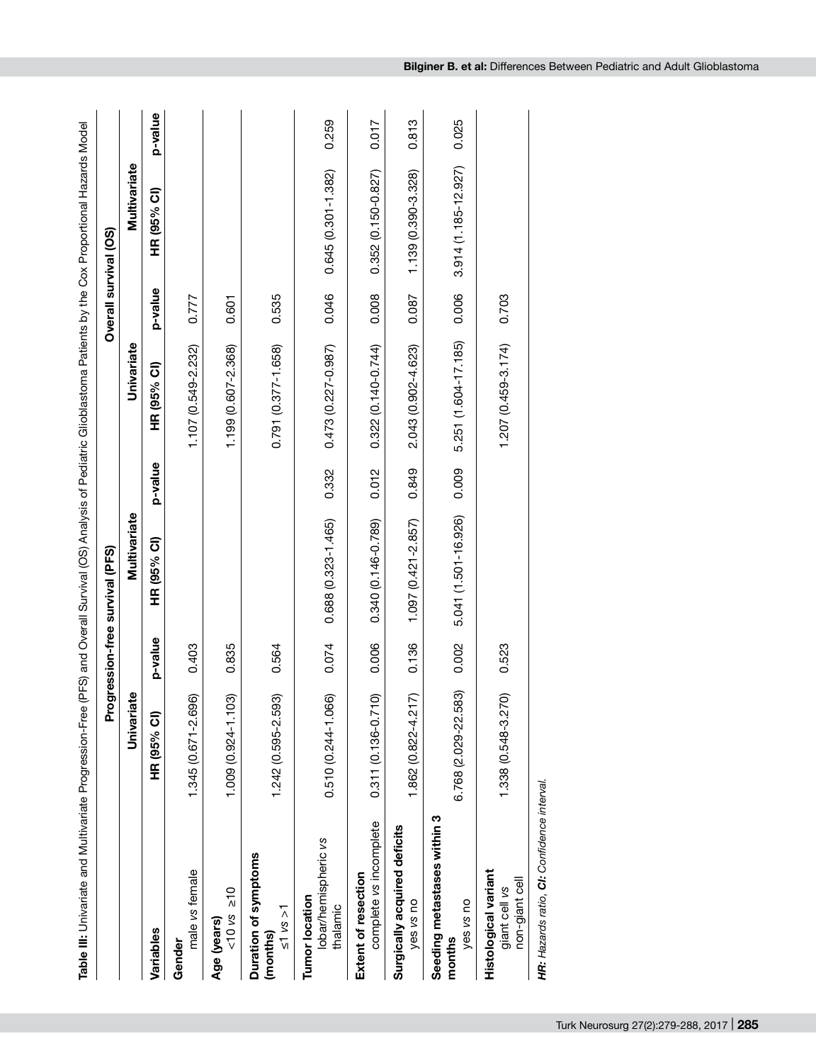**Table III:** Univariate and Multivariate Progression-Free (PFS) and Overall Survival (OS) Analysis of Pediatric Glioblastoma Patients by the Cox Proportional Hazards Model

| Variables | Progression-free survival (PFS) | | | | Overall survival (OS) | | | |
|---|---|---|---|---|---|---|---|---|
| | Univariate | | Multivariate | | Univariate | | Multivariate | |
| | HR (95% CI) | p-value | HR (95% CI) | p-value | HR (95% CI) | p-value | HR (95% CI) | p-value |
| **Gender** male *vs* female | 1.345 (0.671-2.696) | 0.403 | | | 1.107 (0.549-2.232) | 0.777 | | |
| **Age (years)** <10 *vs* ≥10 | 1.009 (0.924-1.103) | 0.835 | | | 1.199 (0.607-2.368) | 0.601 | | |
| **Duration of symptoms (months)** ≤1 *vs* >1 | 1.242 (0.595-2.593) | 0.564 | | | 0.791 (0.377-1.658) | 0.535 | | |
| **Tumor location** lobar/hemispheric *vs* thalamic | 0.510 (0.244-1.066) | 0.074 | 0.688 (0.323-1.465) | 0.332 | 0.473 (0.227-0.987) | 0.046 | 0.645 (0.301-1.382) | 0.259 |
| **Extent of resection** complete *vs* incomplete | 0.311 (0.136-0.710) | 0.006 | 0.340 (0.146-0.789) | 0.012 | 0.322 (0.140-0.744) | 0.008 | 0.352 (0.150-0.827) | 0.017 |
| **Surgically acquired deficits** yes *vs* no | 1.862 (0.822-4.217) | 0.136 | 1.097 (0.421-2.857) | 0.849 | 2.043 (0.902-4.623) | 0.087 | 1.139 (0.390-3.328) | 0.813 |
| **Seeding metastases within 3 months** yes *vs* no | 6.768 (2.029-22.583) | 0.002 | 5.041 (1.501-16.926) | 0.009 | 5.251 (1.604-17.185) | 0.006 | 3.914 (1.185-12.927) | 0.025 |
| **Histological variant** giant cell *vs* non-giant cell | 1.338 (0.548-3.270) | 0.523 | | | 1.207 (0.459-3.174) | 0.703 | | |

***HR:** Hazards ratio, **CI:** Confidence interval.*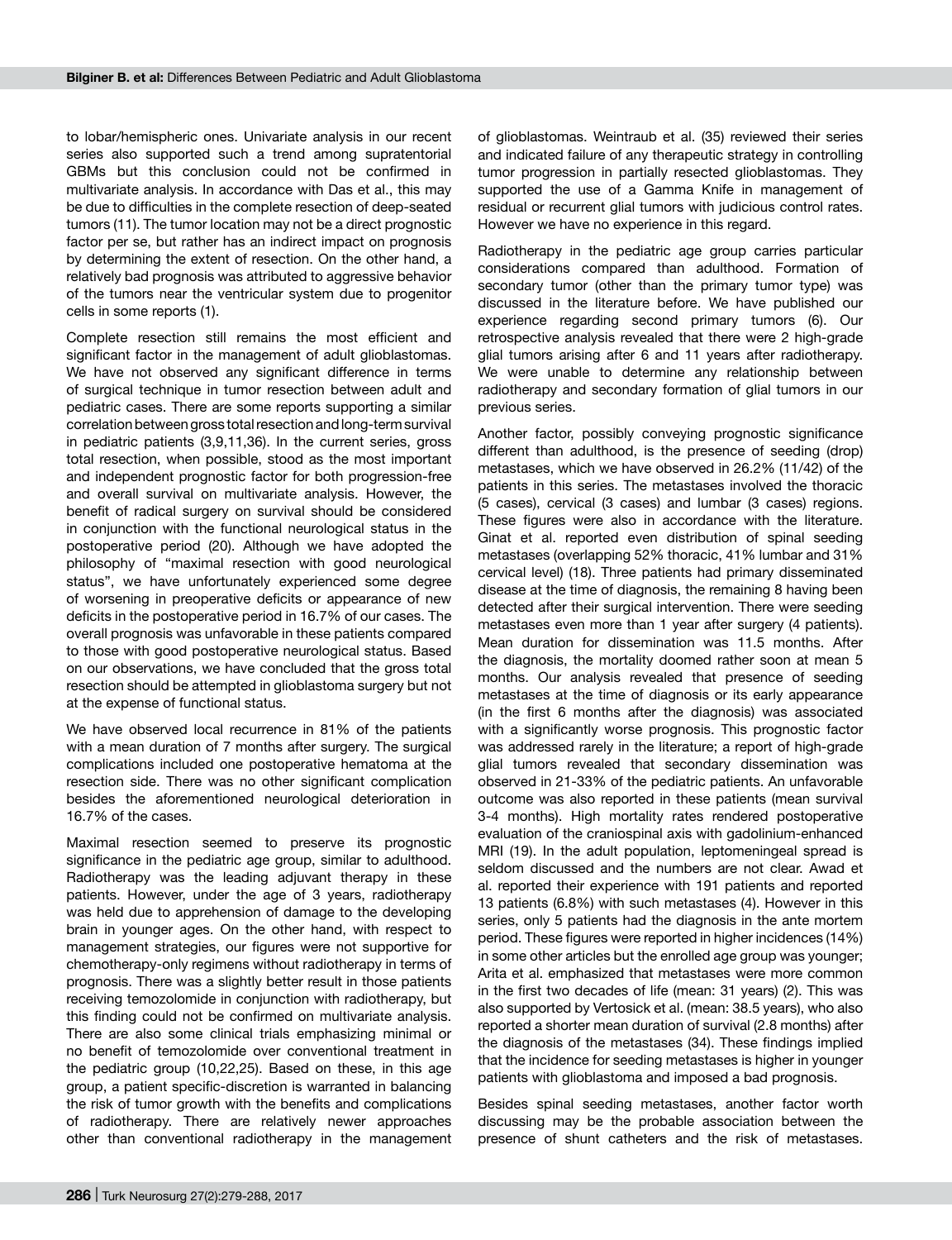to lobar/hemispheric ones. Univariate analysis in our recent series also supported such a trend among supratentorial GBMs but this conclusion could not be confirmed in multivariate analysis. In accordance with Das et al., this may be due to difficulties in the complete resection of deep-seated tumors (11). The tumor location may not be a direct prognostic factor per se, but rather has an indirect impact on prognosis by determining the extent of resection. On the other hand, a relatively bad prognosis was attributed to aggressive behavior of the tumors near the ventricular system due to progenitor cells in some reports (1).

Complete resection still remains the most efficient and significant factor in the management of adult glioblastomas. We have not observed any significant difference in terms of surgical technique in tumor resection between adult and pediatric cases. There are some reports supporting a similar correlation between gross total resection and long-term survival in pediatric patients (3,9,11,36). In the current series, gross total resection, when possible, stood as the most important and independent prognostic factor for both progression-free and overall survival on multivariate analysis. However, the benefit of radical surgery on survival should be considered in conjunction with the functional neurological status in the postoperative period (20). Although we have adopted the philosophy of "maximal resection with good neurological status", we have unfortunately experienced some degree of worsening in preoperative deficits or appearance of new deficits in the postoperative period in 16.7% of our cases. The overall prognosis was unfavorable in these patients compared to those with good postoperative neurological status. Based on our observations, we have concluded that the gross total resection should be attempted in glioblastoma surgery but not at the expense of functional status.

We have observed local recurrence in 81% of the patients with a mean duration of 7 months after surgery. The surgical complications included one postoperative hematoma at the resection side. There was no other significant complication besides the aforementioned neurological deterioration in 16.7% of the cases.

Maximal resection seemed to preserve its prognostic significance in the pediatric age group, similar to adulthood. Radiotherapy was the leading adjuvant therapy in these patients. However, under the age of 3 years, radiotherapy was held due to apprehension of damage to the developing brain in younger ages. On the other hand, with respect to management strategies, our figures were not supportive for chemotherapy-only regimens without radiotherapy in terms of prognosis. There was a slightly better result in those patients receiving temozolomide in conjunction with radiotherapy, but this finding could not be confirmed on multivariate analysis. There are also some clinical trials emphasizing minimal or no benefit of temozolomide over conventional treatment in the pediatric group (10,22,25). Based on these, in this age group, a patient specific-discretion is warranted in balancing the risk of tumor growth with the benefits and complications of radiotherapy. There are relatively newer approaches other than conventional radiotherapy in the management of glioblastomas. Weintraub et al. (35) reviewed their series and indicated failure of any therapeutic strategy in controlling tumor progression in partially resected glioblastomas. They supported the use of a Gamma Knife in management of residual or recurrent glial tumors with judicious control rates. However we have no experience in this regard.

Radiotherapy in the pediatric age group carries particular considerations compared than adulthood. Formation of secondary tumor (other than the primary tumor type) was discussed in the literature before. We have published our experience regarding second primary tumors (6). Our retrospective analysis revealed that there were 2 high-grade glial tumors arising after 6 and 11 years after radiotherapy. We were unable to determine any relationship between radiotherapy and secondary formation of glial tumors in our previous series.

Another factor, possibly conveying prognostic significance different than adulthood, is the presence of seeding (drop) metastases, which we have observed in 26.2% (11/42) of the patients in this series. The metastases involved the thoracic (5 cases), cervical (3 cases) and lumbar (3 cases) regions. These figures were also in accordance with the literature. Ginat et al. reported even distribution of spinal seeding metastases (overlapping 52% thoracic, 41% lumbar and 31% cervical level) (18). Three patients had primary disseminated disease at the time of diagnosis, the remaining 8 having been detected after their surgical intervention. There were seeding metastases even more than 1 year after surgery (4 patients). Mean duration for dissemination was 11.5 months. After the diagnosis, the mortality doomed rather soon at mean 5 months. Our analysis revealed that presence of seeding metastases at the time of diagnosis or its early appearance (in the first 6 months after the diagnosis) was associated with a significantly worse prognosis. This prognostic factor was addressed rarely in the literature; a report of high-grade glial tumors revealed that secondary dissemination was observed in 21-33% of the pediatric patients. An unfavorable outcome was also reported in these patients (mean survival 3-4 months). High mortality rates rendered postoperative evaluation of the craniospinal axis with gadolinium-enhanced MRI (19). In the adult population, leptomeningeal spread is seldom discussed and the numbers are not clear. Awad et al. reported their experience with 191 patients and reported 13 patients (6.8%) with such metastases (4). However in this series, only 5 patients had the diagnosis in the ante mortem period. These figures were reported in higher incidences (14%) in some other articles but the enrolled age group was younger; Arita et al. emphasized that metastases were more common in the first two decades of life (mean: 31 years) (2). This was also supported by Vertosick et al. (mean: 38.5 years), who also reported a shorter mean duration of survival (2.8 months) after the diagnosis of the metastases (34). These findings implied that the incidence for seeding metastases is higher in younger patients with glioblastoma and imposed a bad prognosis.

Besides spinal seeding metastases, another factor worth discussing may be the probable association between the presence of shunt catheters and the risk of metastases.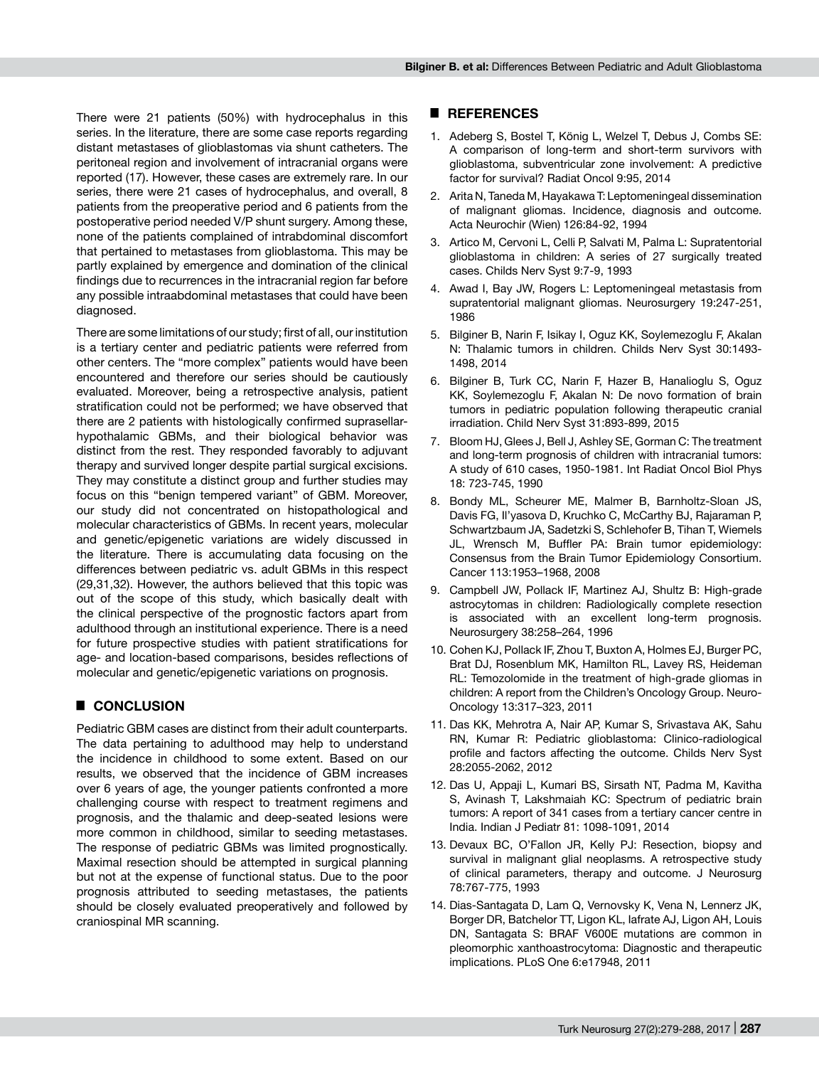There were 21 patients (50%) with hydrocephalus in this series. In the literature, there are some case reports regarding distant metastases of glioblastomas via shunt catheters. The peritoneal region and involvement of intracranial organs were reported (17). However, these cases are extremely rare. In our series, there were 21 cases of hydrocephalus, and overall, 8 patients from the preoperative period and 6 patients from the postoperative period needed V/P shunt surgery. Among these, none of the patients complained of intrabdominal discomfort that pertained to metastases from glioblastoma. This may be partly explained by emergence and domination of the clinical findings due to recurrences in the intracranial region far before any possible intraabdominal metastases that could have been diagnosed.

There are some limitations of our study; first of all, our institution is a tertiary center and pediatric patients were referred from other centers. The "more complex" patients would have been encountered and therefore our series should be cautiously evaluated. Moreover, being a retrospective analysis, patient stratification could not be performed; we have observed that there are 2 patients with histologically confirmed suprasellar-hypothalamic GBMs, and their biological behavior was distinct from the rest. They responded favorably to adjuvant therapy and survived longer despite partial surgical excisions. They may constitute a distinct group and further studies may focus on this "benign tempered variant" of GBM. Moreover, our study did not concentrated on histopathological and molecular characteristics of GBMs. In recent years, molecular and genetic/epigenetic variations are widely discussed in the literature. There is accumulating data focusing on the differences between pediatric vs. adult GBMs in this respect (29,31,32). However, the authors believed that this topic was out of the scope of this study, which basically dealt with the clinical perspective of the prognostic factors apart from adulthood through an institutional experience. There is a need for future prospective studies with patient stratifications for age- and location-based comparisons, besides reflections of molecular and genetic/epigenetic variations on prognosis.

## ■ CONCLUSION

Pediatric GBM cases are distinct from their adult counterparts. The data pertaining to adulthood may help to understand the incidence in childhood to some extent. Based on our results, we observed that the incidence of GBM increases over 6 years of age, the younger patients confronted a more challenging course with respect to treatment regimens and prognosis, and the thalamic and deep-seated lesions were more common in childhood, similar to seeding metastases. The response of pediatric GBMs was limited prognostically. Maximal resection should be attempted in surgical planning but not at the expense of functional status. Due to the poor prognosis attributed to seeding metastases, the patients should be closely evaluated preoperatively and followed by craniospinal MR scanning.

## ■ REFERENCES

1. Adeberg S, Bostel T, König L, Welzel T, Debus J, Combs SE: A comparison of long-term and short-term survivors with glioblastoma, subventricular zone involvement: A predictive factor for survival? Radiat Oncol 9:95, 2014
2. Arita N, Taneda M, Hayakawa T: Leptomeningeal dissemination of malignant gliomas. Incidence, diagnosis and outcome. Acta Neurochir (Wien) 126:84-92, 1994
3. Artico M, Cervoni L, Celli P, Salvati M, Palma L: Supratentorial glioblastoma in children: A series of 27 surgically treated cases. Childs Nerv Syst 9:7-9, 1993
4. Awad I, Bay JW, Rogers L: Leptomeningeal metastasis from supratentorial malignant gliomas. Neurosurgery 19:247-251, 1986
5. Bilginer B, Narin F, Isikay I, Oguz KK, Soylemezoglu F, Akalan N: Thalamic tumors in children. Childs Nerv Syst 30:1493-1498, 2014
6. Bilginer B, Turk CC, Narin F, Hazer B, Hanalioglu S, Oguz KK, Soylemezoglu F, Akalan N: De novo formation of brain tumors in pediatric population following therapeutic cranial irradiation. Child Nerv Syst 31:893-899, 2015
7. Bloom HJ, Glees J, Bell J, Ashley SE, Gorman C: The treatment and long-term prognosis of children with intracranial tumors: A study of 610 cases, 1950-1981. Int Radiat Oncol Biol Phys 18: 723-745, 1990
8. Bondy ML, Scheurer ME, Malmer B, Barnholtz-Sloan JS, Davis FG, Il'yasova D, Kruchko C, McCarthy BJ, Rajaraman P, Schwartzbaum JA, Sadetzki S, Schlehofer B, Tihan T, Wiemels JL, Wrensch M, Buffler PA: Brain tumor epidemiology: Consensus from the Brain Tumor Epidemiology Consortium. Cancer 113:1953–1968, 2008
9. Campbell JW, Pollack IF, Martinez AJ, Shultz B: High-grade astrocytomas in children: Radiologically complete resection is associated with an excellent long-term prognosis. Neurosurgery 38:258–264, 1996
10. Cohen KJ, Pollack IF, Zhou T, Buxton A, Holmes EJ, Burger PC, Brat DJ, Rosenblum MK, Hamilton RL, Lavey RS, Heideman RL: Temozolomide in the treatment of high-grade gliomas in children: A report from the Children's Oncology Group. Neuro-Oncology 13:317–323, 2011
11. Das KK, Mehrotra A, Nair AP, Kumar S, Srivastava AK, Sahu RN, Kumar R: Pediatric glioblastoma: Clinico-radiological profile and factors affecting the outcome. Childs Nerv Syst 28:2055-2062, 2012
12. Das U, Appaji L, Kumari BS, Sirsath NT, Padma M, Kavitha S, Avinash T, Lakshmaiah KC: Spectrum of pediatric brain tumors: A report of 341 cases from a tertiary cancer centre in India. Indian J Pediatr 81: 1098-1091, 2014
13. Devaux BC, O'Fallon JR, Kelly PJ: Resection, biopsy and survival in malignant glial neoplasms. A retrospective study of clinical parameters, therapy and outcome. J Neurosurg 78:767-775, 1993
14. Dias-Santagata D, Lam Q, Vernovsky K, Vena N, Lennerz JK, Borger DR, Batchelor TT, Ligon KL, Iafrate AJ, Ligon AH, Louis DN, Santagata S: BRAF V600E mutations are common in pleomorphic xanthoastrocytoma: Diagnostic and therapeutic implications. PLoS One 6:e17948, 2011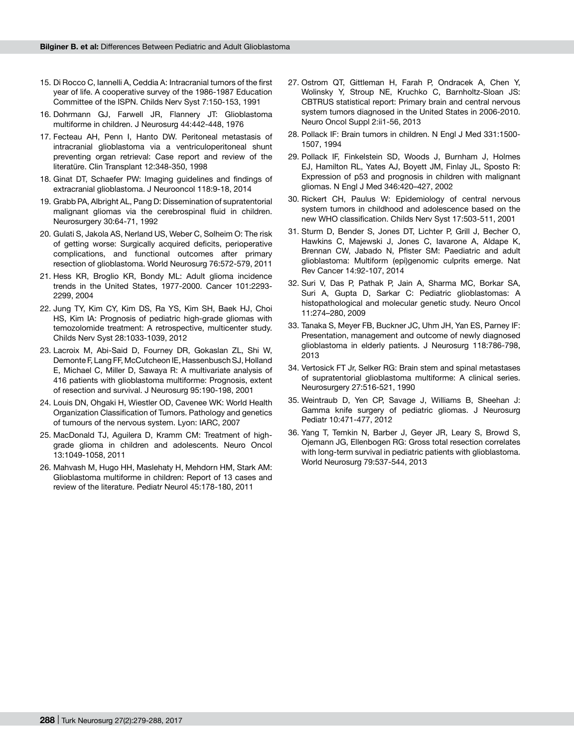15. Di Rocco C, Iannelli A, Ceddia A: Intracranial tumors of the first year of life. A cooperative survey of the 1986-1987 Education Committee of the ISPN. Childs Nerv Syst 7:150-153, 1991
16. Dohrmann GJ, Farwell JR, Flannery JT: Glioblastoma multiforme in children. J Neurosurg 44:442-448, 1976
17. Fecteau AH, Penn I, Hanto DW. Peritoneal metastasis of intracranial glioblastoma via a ventriculoperitoneal shunt preventing organ retrieval: Case report and review of the literatüre. Clin Transplant 12:348-350, 1998
18. Ginat DT, Schaefer PW: Imaging guidelines and findings of extracranial glioblastoma. J Neurooncol 118:9-18, 2014
19. Grabb PA, Albright AL, Pang D: Dissemination of supratentorial malignant gliomas via the cerebrospinal fluid in children. Neurosurgery 30:64-71, 1992
20. Gulati S, Jakola AS, Nerland US, Weber C, Solheim O: The risk of getting worse: Surgically acquired deficits, perioperative complications, and functional outcomes after primary resection of glioblastoma. World Neurosurg 76:572-579, 2011
21. Hess KR, Broglio KR, Bondy ML: Adult glioma incidence trends in the United States, 1977-2000. Cancer 101:2293-2299, 2004
22. Jung TY, Kim CY, Kim DS, Ra YS, Kim SH, Baek HJ, Choi HS, Kim IA: Prognosis of pediatric high-grade gliomas with temozolomide treatment: A retrospective, multicenter study. Childs Nerv Syst 28:1033-1039, 2012
23. Lacroix M, Abi-Said D, Fourney DR, Gokaslan ZL, Shi W, Demonte F, Lang FF, McCutcheon IE, Hassenbusch SJ, Holland E, Michael C, Miller D, Sawaya R: A multivariate analysis of 416 patients with glioblastoma multiforme: Prognosis, extent of resection and survival. J Neurosurg 95:190-198, 2001
24. Louis DN, Ohgaki H, Wiestler OD, Cavenee WK: World Health Organization Classification of Tumors. Pathology and genetics of tumours of the nervous system. Lyon: IARC, 2007
25. MacDonald TJ, Aguilera D, Kramm CM: Treatment of high-grade glioma in children and adolescents. Neuro Oncol 13:1049-1058, 2011
26. Mahvash M, Hugo HH, Maslehaty H, Mehdorn HM, Stark AM: Glioblastoma multiforme in children: Report of 13 cases and review of the literature. Pediatr Neurol 45:178-180, 2011
27. Ostrom QT, Gittleman H, Farah P, Ondracek A, Chen Y, Wolinsky Y, Stroup NE, Kruchko C, Barnholtz-Sloan JS: CBTRUS statistical report: Primary brain and central nervous system tumors diagnosed in the United States in 2006-2010. Neuro Oncol Suppl 2:ii1-56, 2013
28. Pollack IF: Brain tumors in children. N Engl J Med 331:1500-1507, 1994
29. Pollack IF, Finkelstein SD, Woods J, Burnham J, Holmes EJ, Hamilton RL, Yates AJ, Boyett JM, Finlay JL, Sposto R: Expression of p53 and prognosis in children with malignant gliomas. N Engl J Med 346:420–427, 2002
30. Rickert CH, Paulus W: Epidemiology of central nervous system tumors in childhood and adolescence based on the new WHO classification. Childs Nerv Syst 17:503-511, 2001
31. Sturm D, Bender S, Jones DT, Lichter P, Grill J, Becher O, Hawkins C, Majewski J, Jones C, Iavarone A, Aldape K, Brennan CW, Jabado N, Pfister SM: Paediatric and adult glioblastoma: Multiform (epi)genomic culprits emerge. Nat Rev Cancer 14:92-107, 2014
32. Suri V, Das P, Pathak P, Jain A, Sharma MC, Borkar SA, Suri A, Gupta D, Sarkar C: Pediatric glioblastomas: A histopathological and molecular genetic study. Neuro Oncol 11:274–280, 2009
33. Tanaka S, Meyer FB, Buckner JC, Uhm JH, Yan ES, Parney IF: Presentation, management and outcome of newly diagnosed glioblastoma in elderly patients. J Neurosurg 118:786-798, 2013
34. Vertosick FT Jr, Selker RG: Brain stem and spinal metastases of supratentorial glioblastoma multiforme: A clinical series. Neurosurgery 27:516-521, 1990
35. Weintraub D, Yen CP, Savage J, Williams B, Sheehan J: Gamma knife surgery of pediatric gliomas. J Neurosurg Pediatr 10:471-477, 2012
36. Yang T, Temkin N, Barber J, Geyer JR, Leary S, Browd S, Ojemann JG, Ellenbogen RG: Gross total resection correlates with long-term survival in pediatric patients with glioblastoma. World Neurosurg 79:537-544, 2013